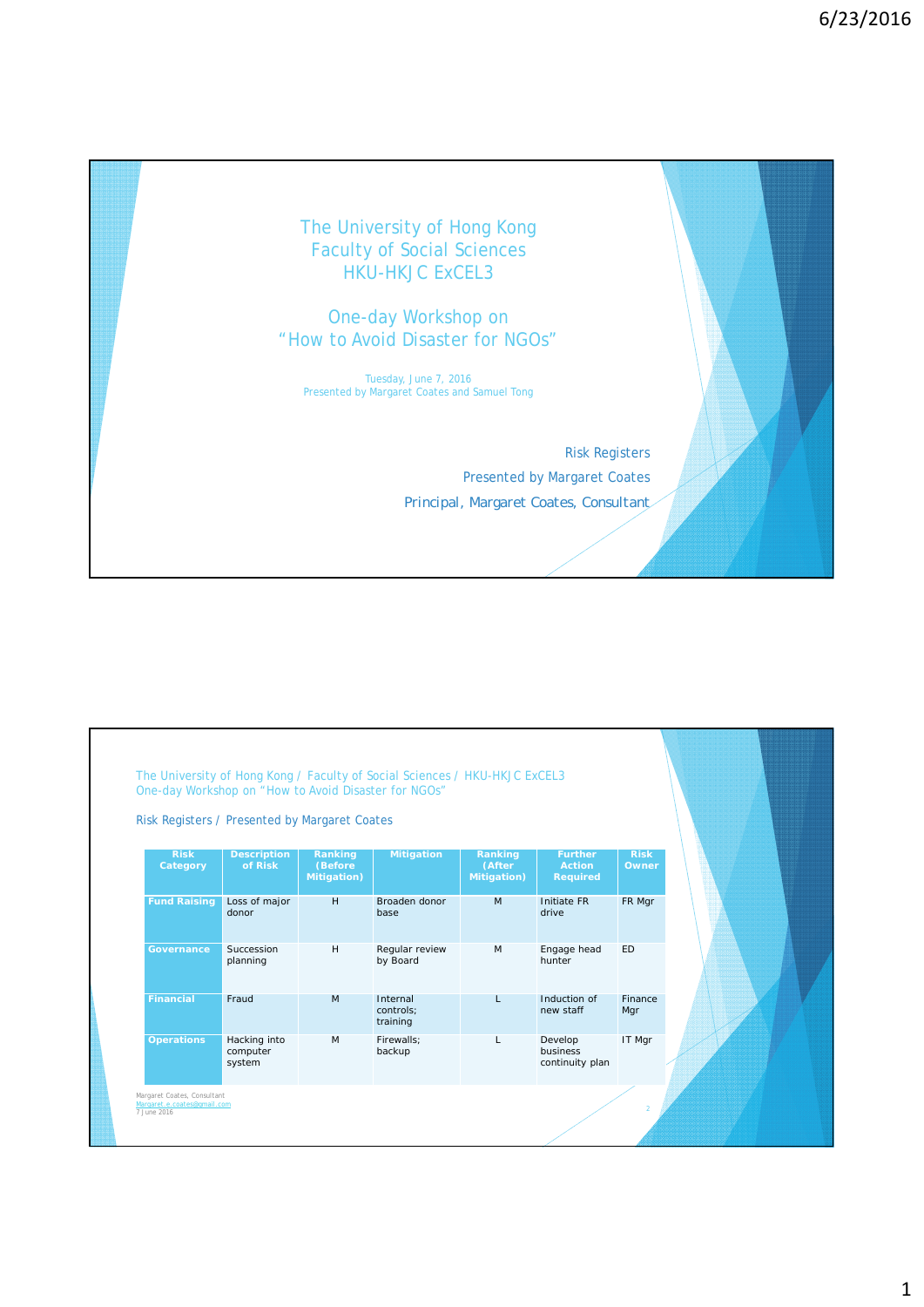# The University of Hong Kong
# Faculty of Social Sciences
# HKU-HKJC ExCEL3

## One-day Workshop on "How to Avoid Disaster for NGOs"

Tuesday, June 7, 2016
Presented by Margaret Coates and Samuel Tong

Risk Registers
Presented by Margaret Coates
Principal, Margaret Coates, Consultant

---

The University of Hong Kong / Faculty of Social Sciences / HKU-HKJC ExCEL3
One-day Workshop on "How to Avoid Disaster for NGOs"

Risk Registers / Presented by Margaret Coates

| Risk Category | Description of Risk | Ranking (Before Mitigation) | Mitigation | Ranking (After Mitigation) | Further Action Required | Risk Owner |
|---|---|---|---|---|---|---|
| **Fund Raising** | Loss of major donor | H | Broaden donor base | M | Initiate FR drive | FR Mgr |
| **Governance** | Succession planning | H | Regular review by Board | M | Engage head hunter | ED |
| **Financial** | Fraud | M | Internal controls; training | L | Induction of new staff | Finance Mgr |
| **Operations** | Hacking into computer system | M | Firewalls; backup | L | Develop business continuity plan | IT Mgr |

Margaret Coates, Consultant
Margaret.e.coates@gmail.com
7 June 2016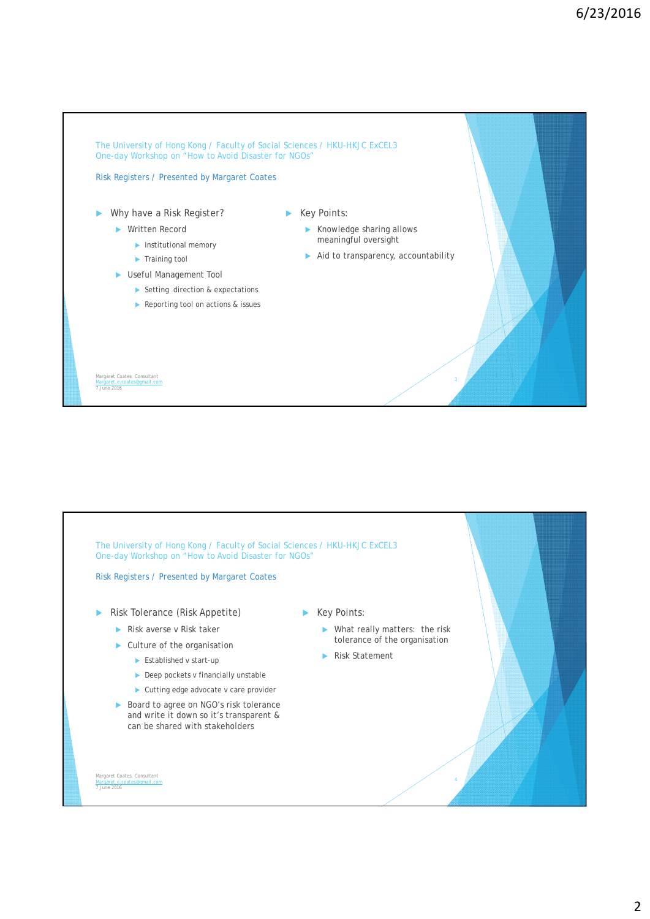The University of Hong Kong / Faculty of Social Sciences / HKU-HKJC ExCEL3
One-day Workshop on "How to Avoid Disaster for NGOs"

Risk Registers / Presented by Margaret Coates

- Why have a Risk Register?
  - Written Record
    - Institutional memory
    - Training tool
  - Useful Management Tool
    - Setting direction & expectations
    - Reporting tool on actions & issues

- Key Points:
  - Knowledge sharing allows meaningful oversight
  - Aid to transparency, accountability

Margaret Coates, Consultant
Margaret.e.coates@gmail.com
7 June 2016

The University of Hong Kong / Faculty of Social Sciences / HKU-HKJC ExCEL3
One-day Workshop on "How to Avoid Disaster for NGOs"

Risk Registers / Presented by Margaret Coates

- Risk Tolerance (Risk Appetite)
  - Risk averse v Risk taker
  - Culture of the organisation
    - Established v start-up
    - Deep pockets v financially unstable
    - Cutting edge advocate v care provider
  - Board to agree on NGO's risk tolerance and write it down so it's transparent & can be shared with stakeholders

- Key Points:
  - What really matters: the risk tolerance of the organisation
  - Risk Statement

Margaret Coates, Consultant
Margaret.e.coates@gmail.com
7 June 2016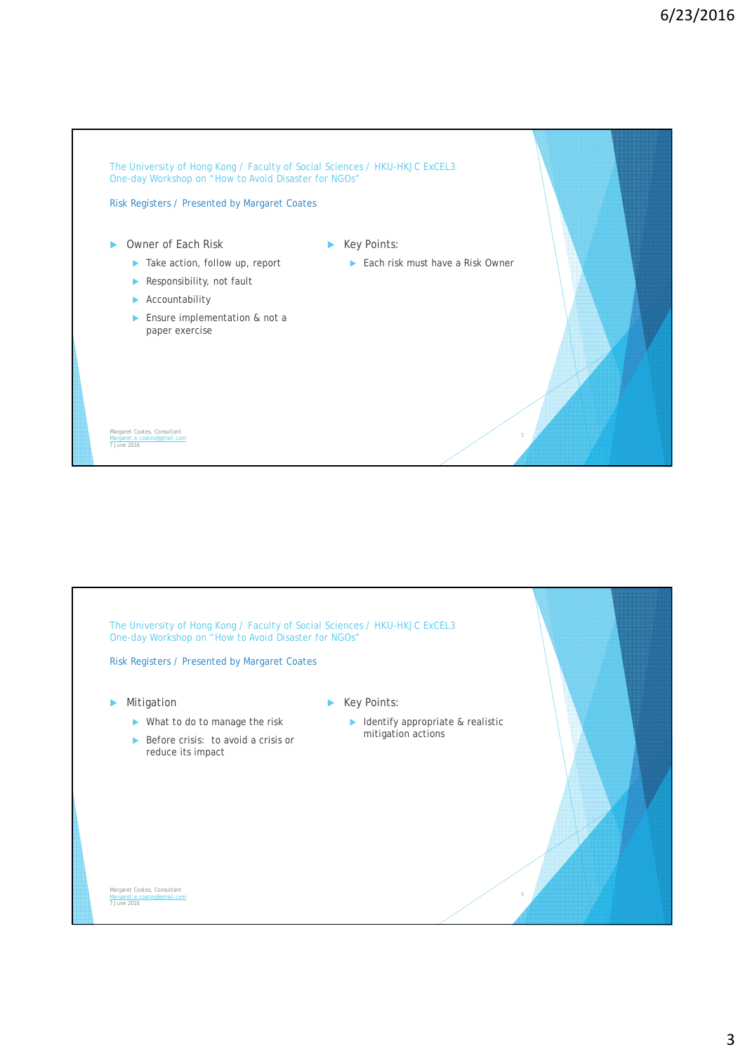The University of Hong Kong / Faculty of Social Sciences / HKU-HKJC ExCEL3
One-day Workshop on "How to Avoid Disaster for NGOs"

Risk Registers / Presented by Margaret Coates

- Owner of Each Risk
  - Take action, follow up, report
  - Responsibility, not fault
  - Accountability
  - Ensure implementation & not a paper exercise

- Key Points:
  - Each risk must have a Risk Owner

Margaret Coates, Consultant
Margaret.e.coates@gmail.com
7 June 2016

---

The University of Hong Kong / Faculty of Social Sciences / HKU-HKJC ExCEL3
One-day Workshop on "How to Avoid Disaster for NGOs"

Risk Registers / Presented by Margaret Coates

- Mitigation
  - What to do to manage the risk
  - Before crisis: to avoid a crisis or reduce its impact

- Key Points:
  - Identify appropriate & realistic mitigation actions

Margaret Coates, Consultant
Margaret.e.coates@gmail.com
7 June 2016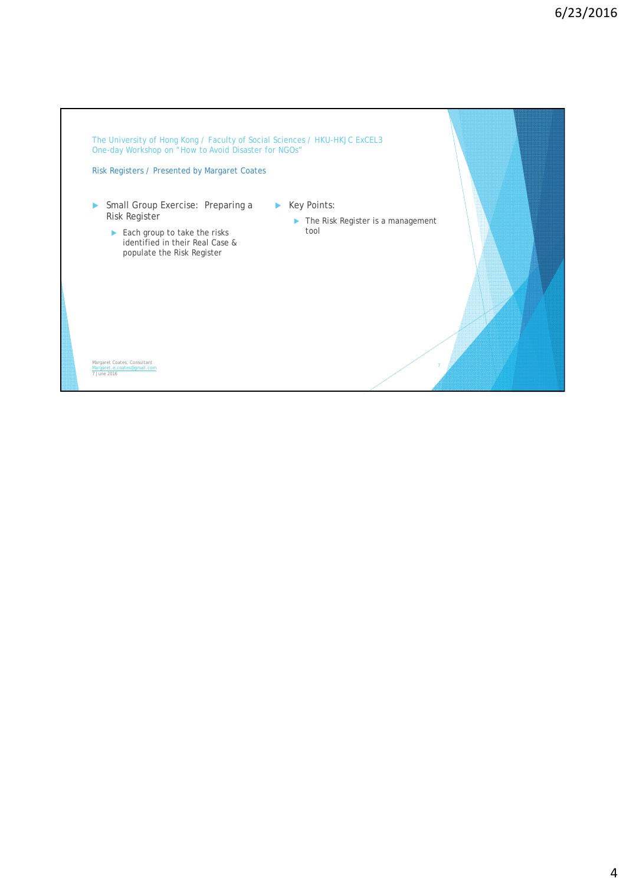The University of Hong Kong / Faculty of Social Sciences / HKU-HKJC ExCEL3
One-day Workshop on "How to Avoid Disaster for NGOs"

Risk Registers / Presented by Margaret Coates

- Small Group Exercise: Preparing a Risk Register
  - Each group to take the risks identified in their Real Case & populate the Risk Register

- Key Points:
  - The Risk Register is a management tool

Margaret Coates, Consultant
Margaret.e.coates@gmail.com
7 June 2016